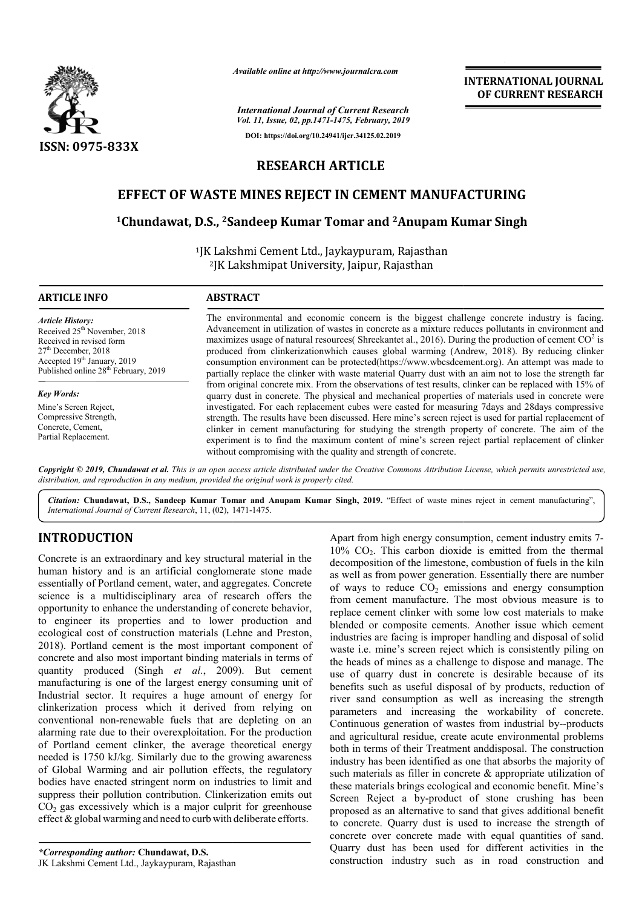*Available online at http://www.journalcra.com*

*International Journal of Current Research*
*Vol. 11, Issue, 02, pp.1471-1475, February, 2019*

**DOI: https://doi.org/10.24941/ijcr.34125.02.2019**

**ISSN: 0975-833X**

**INTERNATIONAL JOURNAL OF CURRENT RESEARCH**

## RESEARCH ARTICLE

# EFFECT OF WASTE MINES REJECT IN CEMENT MANUFACTURING

**[1]Chundawat, D.S., [2]Sandeep Kumar Tomar and [2]Anupam Kumar Singh**

[1]JK Lakshmi Cement Ltd., Jaykaypuram, Rajasthan
[2]JK Lakshmipat University, Jaipur, Rajasthan

### ARTICLE INFO

*Article History:*
Received 25th November, 2018
Received in revised form
27th December, 2018
Accepted 19th January, 2019
Published online 28th February, 2019

*Key Words:*
Mine's Screen Reject,
Compressive Strength,
Concrete, Cement,
Partial Replacement.

### ABSTRACT

The environmental and economic concern is the biggest challenge concrete industry is facing. Advancement in utilization of wastes in concrete as a mixture reduces pollutants in environment and maximizes usage of natural resources( Shreekantet al., 2016). During the production of cement $CO^2$ is produced from clinkerizationwhich causes global warming (Andrew, 2018). By reducing clinker consumption environment can be protected(https://www.wbcsdcement.org). An attempt was made to partially replace the clinker with waste material Quarry dust with an aim not to lose the strength far from original concrete mix. From the observations of test results, clinker can be replaced with 15% of quarry dust in concrete. The physical and mechanical properties of materials used in concrete were investigated. For each replacement cubes were casted for measuring 7days and 28days compressive strength. The results have been discussed. Here mine's screen reject is used for partial replacement of clinker in cement manufacturing for studying the strength property of concrete. The aim of the experiment is to find the maximum content of mine's screen reject partial replacement of clinker without compromising with the quality and strength of concrete.

*Copyright © 2019, Chundawat et al. This is an open access article distributed under the Creative Commons Attribution License, which permits unrestricted use, distribution, and reproduction in any medium, provided the original work is properly cited.*

*Citation:* **Chundawat, D.S., Sandeep Kumar Tomar and Anupam Kumar Singh, 2019.** "Effect of waste mines reject in cement manufacturing", *International Journal of Current Research*, 11, (02), 1471-1475.

## INTRODUCTION

Concrete is an extraordinary and key structural material in the human history and is an artificial conglomerate stone made essentially of Portland cement, water, and aggregates. Concrete science is a multidisciplinary area of research offers the opportunity to enhance the understanding of concrete behavior, to engineer its properties and to lower production and ecological cost of construction materials (Lehne and Preston, 2018). Portland cement is the most important component of concrete and also most important binding materials in terms of quantity produced (Singh *et al.*, 2009). But cement manufacturing is one of the largest energy consuming unit of Industrial sector. It requires a huge amount of energy for clinkerization process which it derived from relying on conventional non-renewable fuels that are depleting on an alarming rate due to their overexploitation. For the production of Portland cement clinker, the average theoretical energy needed is 1750 kJ/kg. Similarly due to the growing awareness of Global Warming and air pollution effects, the regulatory bodies have enacted stringent norm on industries to limit and suppress their pollution contribution. Clinkerization emits out $CO_2$ gas excessively which is a major culprit for greenhouse effect & global warming and need to curb with deliberate efforts.

Apart from high energy consumption, cement industry emits 7-10% $CO_2$. This carbon dioxide is emitted from the thermal decomposition of the limestone, combustion of fuels in the kiln as well as from power generation. Essentially there are number of ways to reduce $CO_2$ emissions and energy consumption from cement manufacture. The most obvious measure is to replace cement clinker with some low cost materials to make blended or composite cements. Another issue which cement industries are facing is improper handling and disposal of solid waste i.e. mine's screen reject which is consistently piling on the heads of mines as a challenge to dispose and manage. The use of quarry dust in concrete is desirable because of its benefits such as useful disposal of by products, reduction of river sand consumption as well as increasing the strength parameters and increasing the workability of concrete. Continuous generation of wastes from industrial by--products and agricultural residue, create acute environmental problems both in terms of their Treatment anddisposal. The construction industry has been identified as one that absorbs the majority of such materials as filler in concrete & appropriate utilization of these materials brings ecological and economic benefit. Mine's Screen Reject a by-product of stone crushing has been proposed as an alternative to sand that gives additional benefit to concrete. Quarry dust is used to increase the strength of concrete over concrete made with equal quantities of sand. Quarry dust has been used for different activities in the construction industry such as in road construction and

*\*Corresponding author:* **Chundawat, D.S.**
JK Lakshmi Cement Ltd., Jaykaypuram, Rajasthan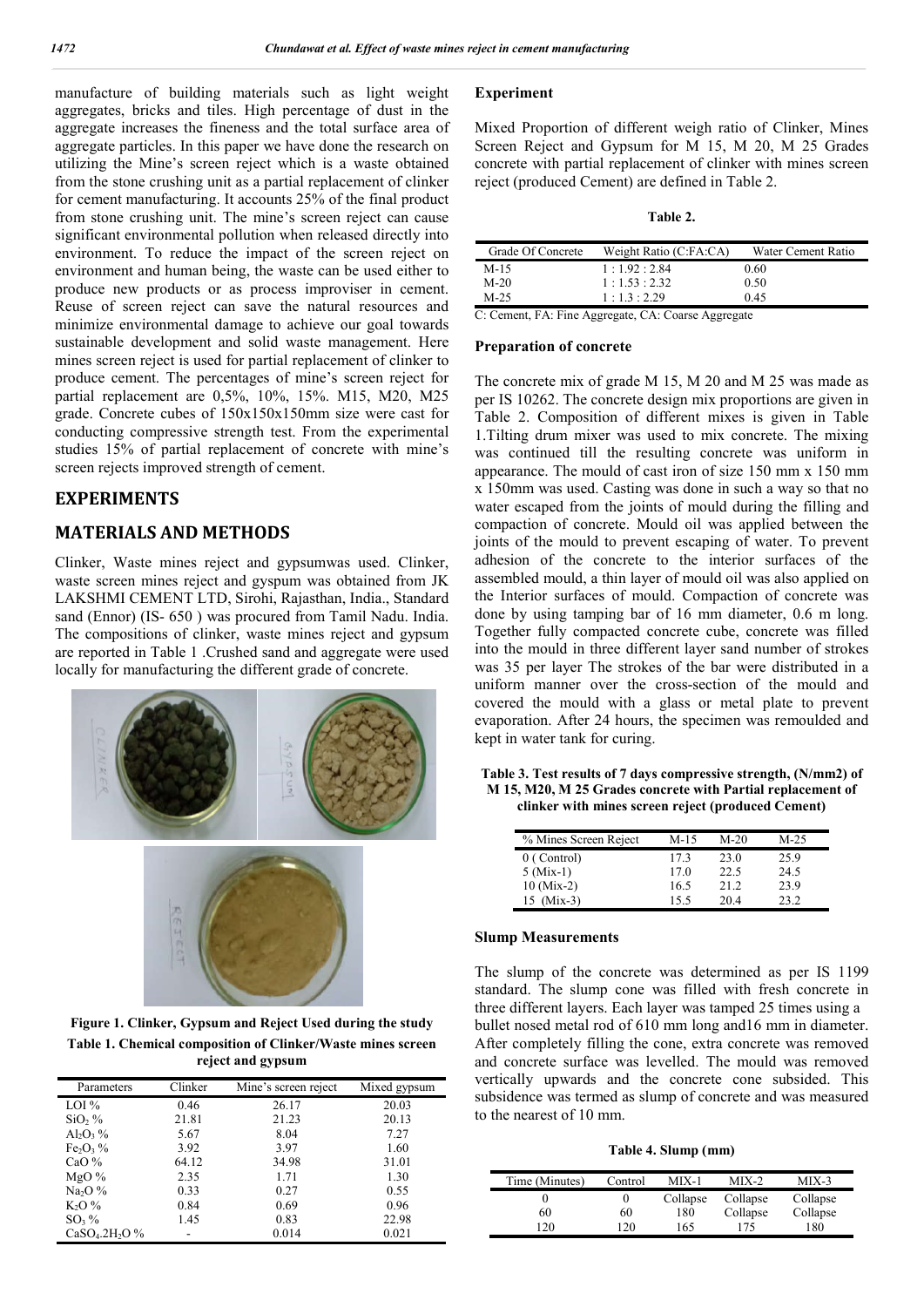manufacture of building materials such as light weight aggregates, bricks and tiles. High percentage of dust in the aggregate increases the fineness and the total surface area of aggregate particles. In this paper we have done the research on utilizing the Mine's screen reject which is a waste obtained from the stone crushing unit as a partial replacement of clinker for cement manufacturing. It accounts 25% of the final product from stone crushing unit. The mine's screen reject can cause significant environmental pollution when released directly into environment. To reduce the impact of the screen reject on environment and human being, the waste can be used either to produce new products or as process improviser in cement. Reuse of screen reject can save the natural resources and minimize environmental damage to achieve our goal towards sustainable development and solid waste management. Here mines screen reject is used for partial replacement of clinker to produce cement. The percentages of mine's screen reject for partial replacement are 0,5%, 10%, 15%. M15, M20, M25 grade. Concrete cubes of 150x150x150mm size were cast for conducting compressive strength test. From the experimental studies 15% of partial replacement of concrete with mine's screen rejects improved strength of cement.

## EXPERIMENTS

## MATERIALS AND METHODS

Clinker, Waste mines reject and gypsumwas used. Clinker, waste screen mines reject and gyspum was obtained from JK LAKSHMI CEMENT LTD, Sirohi, Rajasthan, India., Standard sand (Ennor) (IS- 650 ) was procured from Tamil Nadu. India. The compositions of clinker, waste mines reject and gypsum are reported in Table 1 .Crushed sand and aggregate were used locally for manufacturing the different grade of concrete.

**Figure 1. Clinker, Gypsum and Reject Used during the study**

**Table 1. Chemical composition of Clinker/Waste mines screen reject and gypsum**

| Parameters | Clinker | Mine's screen reject | Mixed gypsum |
|---|---|---|---|
| LOI % | 0.46 | 26.17 | 20.03 |
| $SiO_2$ % | 21.81 | 21.23 | 20.13 |
| $Al_2O_3$ % | 5.67 | 8.04 | 7.27 |
| $Fe_2O_3$ % | 3.92 | 3.97 | 1.60 |
| CaO % | 64.12 | 34.98 | 31.01 |
| MgO % | 2.35 | 1.71 | 1.30 |
| $Na_2O$ % | 0.33 | 0.27 | 0.55 |
| $K_2O$ % | 0.84 | 0.69 | 0.96 |
| $SO_3$ % | 1.45 | 0.83 | 22.98 |
| $CaSO_4.2H_2O$ % | - | 0.014 | 0.021 |

### Experiment

Mixed Proportion of different weigh ratio of Clinker, Mines Screen Reject and Gypsum for M 15, M 20, M 25 Grades concrete with partial replacement of clinker with mines screen reject (produced Cement) are defined in Table 2.

**Table 2.**

| Grade Of Concrete | Weight Ratio (C:FA:CA) | Water Cement Ratio |
|---|---|---|
| M-15 | 1 : 1.92 : 2.84 | 0.60 |
| M-20 | 1 : 1.53 : 2.32 | 0.50 |
| M-25 | 1 : 1.3 : 2.29 | 0.45 |

C: Cement, FA: Fine Aggregate, CA: Coarse Aggregate

### Preparation of concrete

The concrete mix of grade M 15, M 20 and M 25 was made as per IS 10262. The concrete design mix proportions are given in Table 2. Composition of different mixes is given in Table 1.Tilting drum mixer was used to mix concrete. The mixing was continued till the resulting concrete was uniform in appearance. The mould of cast iron of size 150 mm x 150 mm x 150mm was used. Casting was done in such a way so that no water escaped from the joints of mould during the filling and compaction of concrete. Mould oil was applied between the joints of the mould to prevent escaping of water. To prevent adhesion of the concrete to the interior surfaces of the assembled mould, a thin layer of mould oil was also applied on the Interior surfaces of mould. Compaction of concrete was done by using tamping bar of 16 mm diameter, 0.6 m long. Together fully compacted concrete cube, concrete was filled into the mould in three different layer sand number of strokes was 35 per layer The strokes of the bar were distributed in a uniform manner over the cross-section of the mould and covered the mould with a glass or metal plate to prevent evaporation. After 24 hours, the specimen was remoulded and kept in water tank for curing.

**Table 3. Test results of 7 days compressive strength, (N/mm2) of M 15, M20, M 25 Grades concrete with Partial replacement of clinker with mines screen reject (produced Cement)**

| % Mines Screen Reject | M-15 | M-20 | M-25 |
|---|---|---|---|
| 0 ( Control) | 17.3 | 23.0 | 25.9 |
| 5 (Mix-1) | 17.0 | 22.5 | 24.5 |
| 10 (Mix-2) | 16.5 | 21.2 | 23.9 |
| 15 (Mix-3) | 15.5 | 20.4 | 23.2 |

### Slump Measurements

The slump of the concrete was determined as per IS 1199 standard. The slump cone was filled with fresh concrete in three different layers. Each layer was tamped 25 times using a bullet nosed metal rod of 610 mm long and16 mm in diameter. After completely filling the cone, extra concrete was removed and concrete surface was levelled. The mould was removed vertically upwards and the concrete cone subsided. This subsidence was termed as slump of concrete and was measured to the nearest of 10 mm.

**Table 4. Slump (mm)**

| Time (Minutes) | Control | MIX-1 | MIX-2 | MIX-3 |
|---|---|---|---|---|
| 0 | 0 | Collapse | Collapse | Collapse |
| 60 | 60 | 180 | Collapse | Collapse |
| 120 | 120 | 165 | 175 | 180 |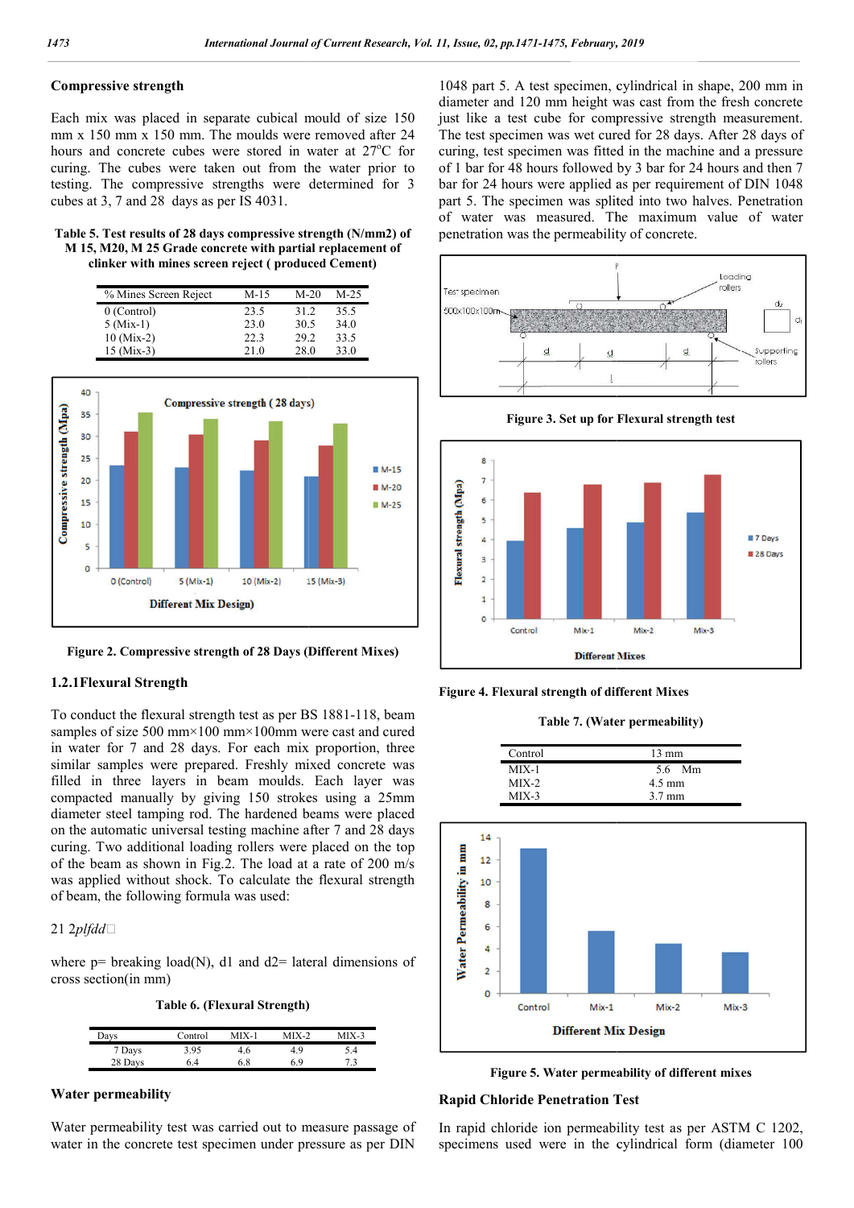### Compressive strength

Each mix was placed in separate cubical mould of size 150 mm x 150 mm x 150 mm. The moulds were removed after 24 hours and concrete cubes were stored in water at 27°C for curing. The cubes were taken out from the water prior to testing. The compressive strengths were determined for 3 cubes at 3, 7 and 28 days as per IS 4031.

**Table 5. Test results of 28 days compressive strength (N/mm2) of M 15, M20, M 25 Grade concrete with partial replacement of clinker with mines screen reject ( produced Cement)**

| % Mines Screen Reject | M-15 | M-20 | M-25 |
|---|---|---|---|
| 0 (Control) | 23.5 | 31.2 | 35.5 |
| 5 (Mix-1) | 23.0 | 30.5 | 34.0 |
| 10 (Mix-2) | 22.3 | 29.2 | 33.5 |
| 15 (Mix-3) | 21.0 | 28.0 | 33.0 |

**Figure 2. Compressive strength of 28 Days (Different Mixes)**

### 1.2.1Flexural Strength

To conduct the flexural strength test as per BS 1881-118, beam samples of size 500 mm×100 mm×100mm were cast and cured in water for 7 and 28 days. For each mix proportion, three similar samples were prepared. Freshly mixed concrete was filled in three layers in beam moulds. Each layer was compacted manually by giving 150 strokes using a 25mm diameter steel tamping rod. The hardened beams were placed on the automatic universal testing machine after 7 and 28 days curing. Two additional loading rollers were placed on the top of the beam as shown in Fig.2. The load at a rate of 200 m/s was applied without shock. To calculate the flexural strength of beam, the following formula was used:

21 2*plfdd*

where p= breaking load(N), d1 and d2= lateral dimensions of cross section(in mm)

**Table 6. (Flexural Strength)**

| Days | Control | MIX-1 | MIX-2 | MIX-3 |
|---|---|---|---|---|
| 7 Days | 3.95 | 4.6 | 4.9 | 5.4 |
| 28 Days | 6.4 | 6.8 | 6.9 | 7.3 |

### Water permeability

Water permeability test was carried out to measure passage of water in the concrete test specimen under pressure as per DIN 1048 part 5. A test specimen, cylindrical in shape, 200 mm in diameter and 120 mm height was cast from the fresh concrete just like a test cube for compressive strength measurement. The test specimen was wet cured for 28 days. After 28 days of curing, test specimen was fitted in the machine and a pressure of 1 bar for 48 hours followed by 3 bar for 24 hours and then 7 bar for 24 hours were applied as per requirement of DIN 1048 part 5. The specimen was splited into two halves. Penetration of water was measured. The maximum value of water penetration was the permeability of concrete.

**Figure 3. Set up for Flexural strength test**

**Figure 4. Flexural strength of different Mixes**

**Table 7. (Water permeability)**

| Control | 13 mm |
|---|---|
| MIX-1 | 5.6 Mm |
| MIX-2 | 4.5 mm |
| MIX-3 | 3.7 mm |

**Figure 5. Water permeability of different mixes**

### Rapid Chloride Penetration Test

In rapid chloride ion permeability test as per ASTM C 1202, specimens used were in the cylindrical form (diameter 100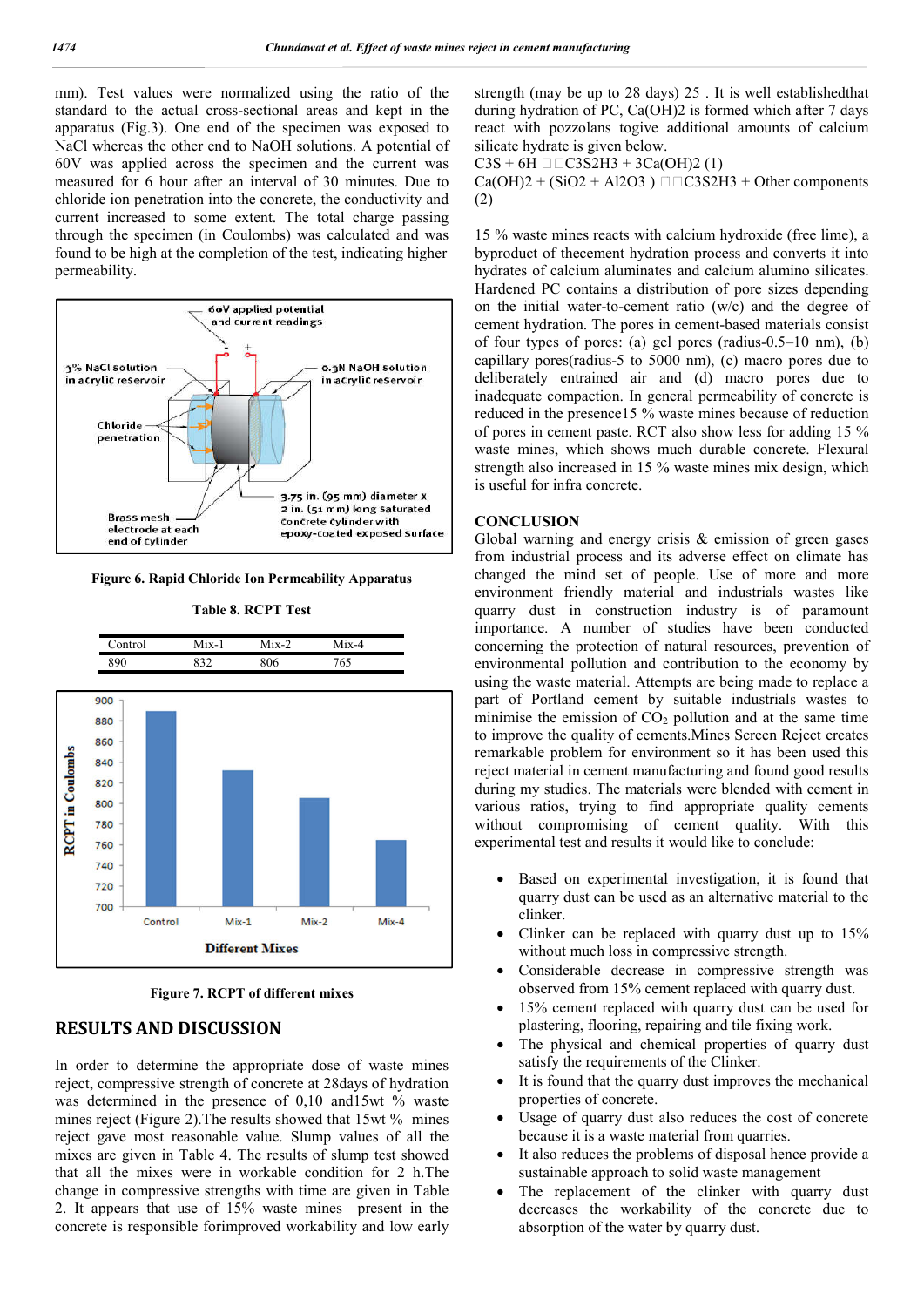mm). Test values were normalized using the ratio of the standard to the actual cross-sectional areas and kept in the apparatus (Fig.3). One end of the specimen was exposed to NaCl whereas the other end to NaOH solutions. A potential of 60V was applied across the specimen and the current was measured for 6 hour after an interval of 30 minutes. Due to chloride ion penetration into the concrete, the conductivity and current increased to some extent. The total charge passing through the specimen (in Coulombs) was calculated and was found to be high at the completion of the test, indicating higher permeability.

Figure 6. Rapid Chloride Ion Permeability Apparatus

Table 8. RCPT Test

| Control | Mix-1 | Mix-2 | Mix-4 |
|---|---|---|---|
| 890 | 832 | 806 | 765 |

Figure 7. RCPT of different mixes

## RESULTS AND DISCUSSION

In order to determine the appropriate dose of waste mines reject, compressive strength of concrete at 28days of hydration was determined in the presence of 0,10 and15wt % waste mines reject (Figure 2).The results showed that 15wt % mines reject gave most reasonable value. Slump values of all the mixes are given in Table 4. The results of slump test showed that all the mixes were in workable condition for 2 h.The change in compressive strengths with time are given in Table 2. It appears that use of 15% waste mines present in the concrete is responsible forimproved workability and low early strength (may be up to 28 days) 25 . It is well establishedthat during hydration of PC, Ca(OH)2 is formed which after 7 days react with pozzolans togive additional amounts of calcium silicate hydrate is given below.

$C_3S + 6H \rightarrow C_3S_2H_3 + 3Ca(OH)_2$ (1)

$Ca(OH)_2 + (SiO_2 + Al_2O_3) \rightarrow C_3S_2H_3$ + Other components (2)

15 % waste mines reacts with calcium hydroxide (free lime), a byproduct of thecement hydration process and converts it into hydrates of calcium aluminates and calcium alumino silicates. Hardened PC contains a distribution of pore sizes depending on the initial water-to-cement ratio (w/c) and the degree of cement hydration. The pores in cement-based materials consist of four types of pores: (a) gel pores (radius-0.5–10 nm), (b) capillary pores(radius-5 to 5000 nm), (c) macro pores due to deliberately entrained air and (d) macro pores due to inadequate compaction. In general permeability of concrete is reduced in the presence15 % waste mines because of reduction of pores in cement paste. RCT also show less for adding 15 % waste mines, which shows much durable concrete. Flexural strength also increased in 15 % waste mines mix design, which is useful for infra concrete.

## CONCLUSION

Global warning and energy crisis & emission of green gases from industrial process and its adverse effect on climate has changed the mind set of people. Use of more and more environment friendly material and industrials wastes like quarry dust in construction industry is of paramount importance. A number of studies have been conducted concerning the protection of natural resources, prevention of environmental pollution and contribution to the economy by using the waste material. Attempts are being made to replace a part of Portland cement by suitable industrials wastes to minimise the emission of $CO_2$ pollution and at the same time to improve the quality of cements.Mines Screen Reject creates remarkable problem for environment so it has been used this reject material in cement manufacturing and found good results during my studies. The materials were blended with cement in various ratios, trying to find appropriate quality cements without compromising of cement quality. With this experimental test and results it would like to conclude:

- Based on experimental investigation, it is found that quarry dust can be used as an alternative material to the clinker.
- Clinker can be replaced with quarry dust up to 15% without much loss in compressive strength.
- Considerable decrease in compressive strength was observed from 15% cement replaced with quarry dust.
- 15% cement replaced with quarry dust can be used for plastering, flooring, repairing and tile fixing work.
- The physical and chemical properties of quarry dust satisfy the requirements of the Clinker.
- It is found that the quarry dust improves the mechanical properties of concrete.
- Usage of quarry dust also reduces the cost of concrete because it is a waste material from quarries.
- It also reduces the problems of disposal hence provide a sustainable approach to solid waste management
- The replacement of the clinker with quarry dust decreases the workability of the concrete due to absorption of the water by quarry dust.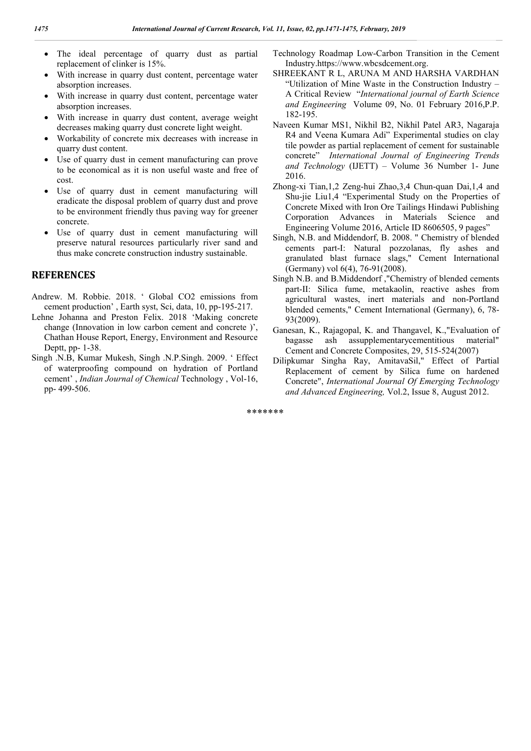- The ideal percentage of quarry dust as partial replacement of clinker is 15%.
- With increase in quarry dust content, percentage water absorption increases.
- With increase in quarry dust content, percentage water absorption increases.
- With increase in quarry dust content, average weight decreases making quarry dust concrete light weight.
- Workability of concrete mix decreases with increase in quarry dust content.
- Use of quarry dust in cement manufacturing can prove to be economical as it is non useful waste and free of cost.
- Use of quarry dust in cement manufacturing will eradicate the disposal problem of quarry dust and prove to be environment friendly thus paving way for greener concrete.
- Use of quarry dust in cement manufacturing will preserve natural resources particularly river sand and thus make concrete construction industry sustainable.

## REFERENCES

Andrew. M. Robbie. 2018. ' Global CO2 emissions from cement production' , Earth syst, Sci, data, 10, pp-195-217.

Lehne Johanna and Preston Felix. 2018 'Making concrete change (Innovation in low carbon cement and concrete )', Chathan House Report, Energy, Environment and Resource Deptt, pp- 1-38.

Singh .N.B, Kumar Mukesh, Singh .N.P.Singh. 2009. ' Effect of waterproofing compound on hydration of Portland cement' , *Indian Journal of Chemical* Technology , Vol-16, pp- 499-506.

Technology Roadmap Low-Carbon Transition in the Cement Industry.https://www.wbcsdcement.org.

SHREEKANT R L, ARUNA M AND HARSHA VARDHAN "Utilization of Mine Waste in the Construction Industry – A Critical Review "*International journal of Earth Science and Engineering* Volume 09, No. 01 February 2016,P.P. 182-195.

Naveen Kumar MS1, Nikhil B2, Nikhil Patel AR3, Nagaraja R4 and Veena Kumara Adi" Experimental studies on clay tile powder as partial replacement of cement for sustainable concrete" *International Journal of Engineering Trends and Technology* (IJETT) – Volume 36 Number 1- June 2016.

Zhong-xi Tian,1,2 Zeng-hui Zhao,3,4 Chun-quan Dai,1,4 and Shu-jie Liu1,4 "Experimental Study on the Properties of Concrete Mixed with Iron Ore Tailings Hindawi Publishing Corporation Advances in Materials Science and Engineering Volume 2016, Article ID 8606505, 9 pages"

Singh, N.B. and Middendorf, B. 2008. " Chemistry of blended cements part-I: Natural pozzolanas, fly ashes and granulated blast furnace slags," Cement International (Germany) vol 6(4), 76-91(2008).

Singh N.B. and B.Middendorf ,"Chemistry of blended cements part-II: Silica fume, metakaolin, reactive ashes from agricultural wastes, inert materials and non-Portland blended cements," Cement International (Germany), 6, 78-93(2009).

Ganesan, K., Rajagopal, K. and Thangavel, K.,"Evaluation of bagasse ash assupplementarycementitious material" Cement and Concrete Composites, 29, 515-524(2007)

Dilipkumar Singha Ray, AmitavaSil," Effect of Partial Replacement of cement by Silica fume on hardened Concrete", *International Journal Of Emerging Technology and Advanced Engineering,* Vol.2, Issue 8, August 2012.

\*\*\*\*\*\*\*